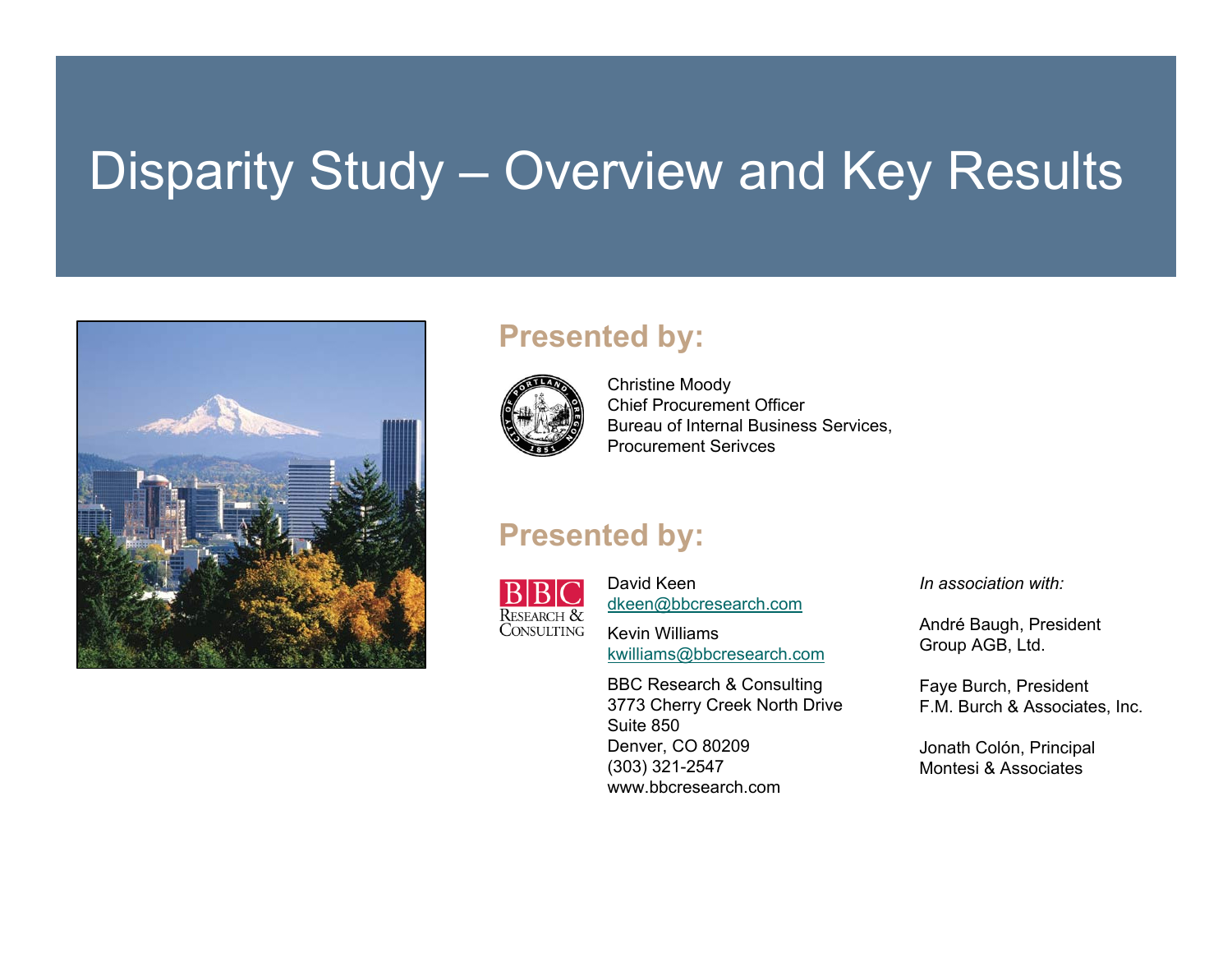# Disparity Study – Overview and Key Results

## Presented by:

Christine Moody
Chief Procurement Officer
Bureau of Internal Business Services,
Procurement Serivces

## Presented by:

David Keen
dkeen@bbcresearch.com

Kevin Williams
kwilliams@bbcresearch.com

BBC Research & Consulting
3773 Cherry Creek North Drive
Suite 850
Denver, CO 80209
(303) 321-2547
www.bbcresearch.com

*In association with:*

André Baugh, President
Group AGB, Ltd.

Faye Burch, President
F.M. Burch & Associates, Inc.

Jonath Colón, Principal
Montesi & Associates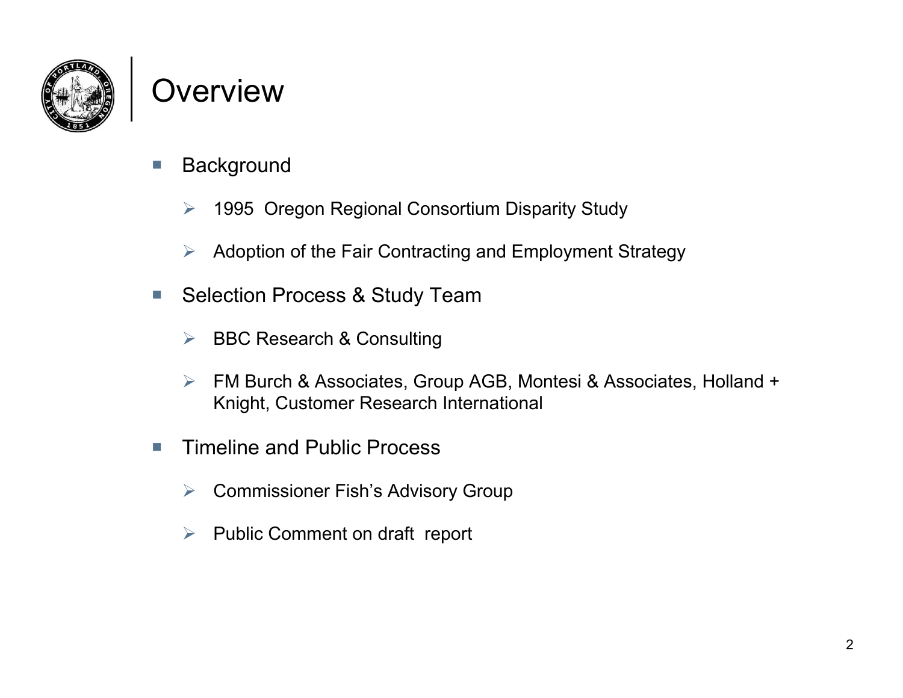# Overview

- Background
  - 1995 Oregon Regional Consortium Disparity Study
  - Adoption of the Fair Contracting and Employment Strategy
- Selection Process & Study Team
  - BBC Research & Consulting
  - FM Burch & Associates, Group AGB, Montesi & Associates, Holland + Knight, Customer Research International
- Timeline and Public Process
  - Commissioner Fish's Advisory Group
  - Public Comment on draft report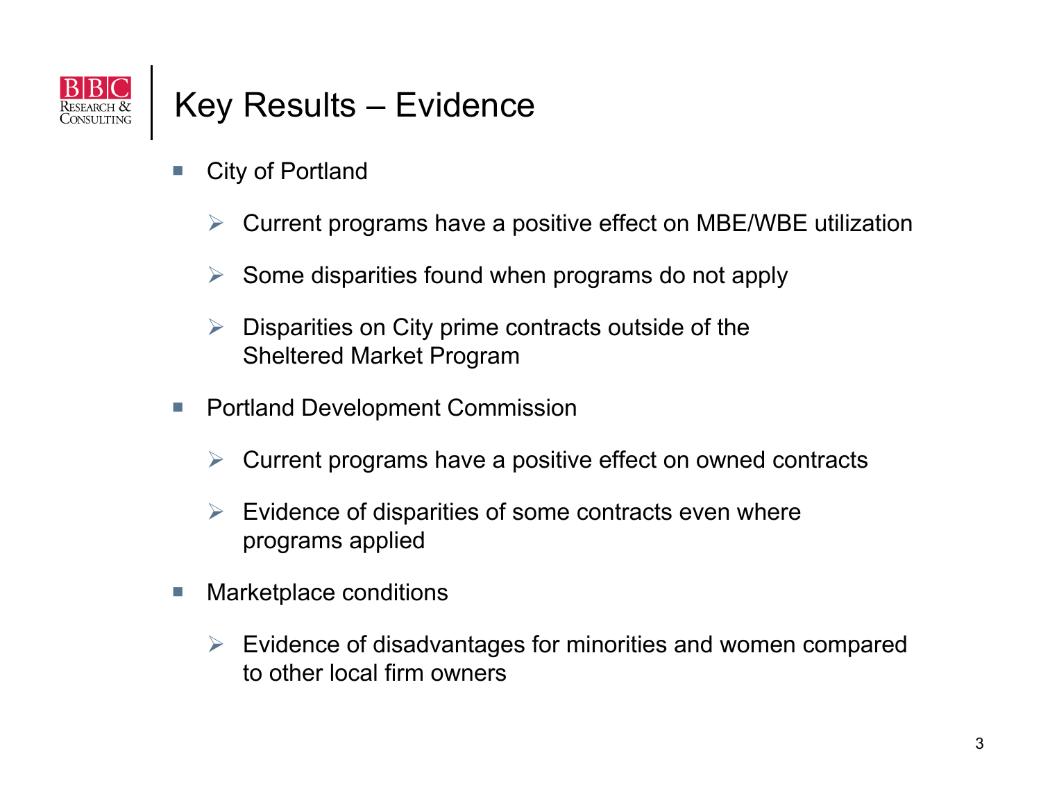# Key Results – Evidence

- City of Portland
  - Current programs have a positive effect on MBE/WBE utilization
  - Some disparities found when programs do not apply
  - Disparities on City prime contracts outside of the Sheltered Market Program
- Portland Development Commission
  - Current programs have a positive effect on owned contracts
  - Evidence of disparities of some contracts even where programs applied
- Marketplace conditions
  - Evidence of disadvantages for minorities and women compared to other local firm owners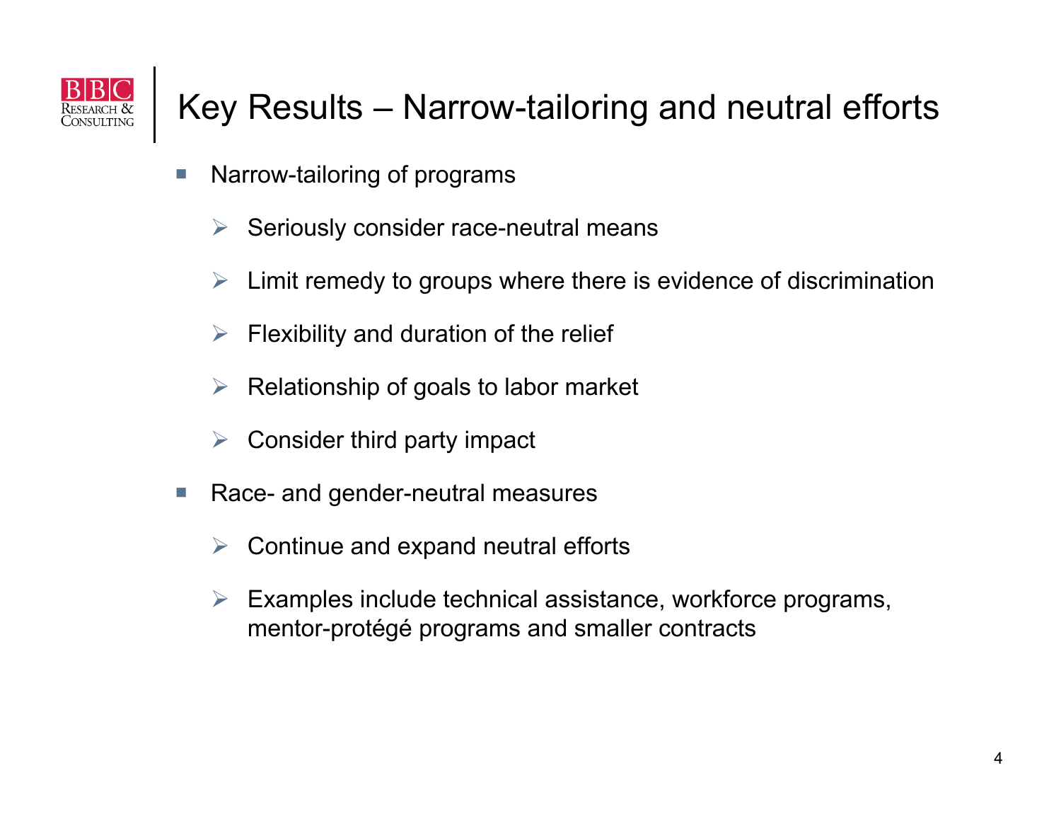# Key Results – Narrow-tailoring and neutral efforts

- Narrow-tailoring of programs
  - Seriously consider race-neutral means
  - Limit remedy to groups where there is evidence of discrimination
  - Flexibility and duration of the relief
  - Relationship of goals to labor market
  - Consider third party impact
- Race- and gender-neutral measures
  - Continue and expand neutral efforts
  - Examples include technical assistance, workforce programs, mentor-protégé programs and smaller contracts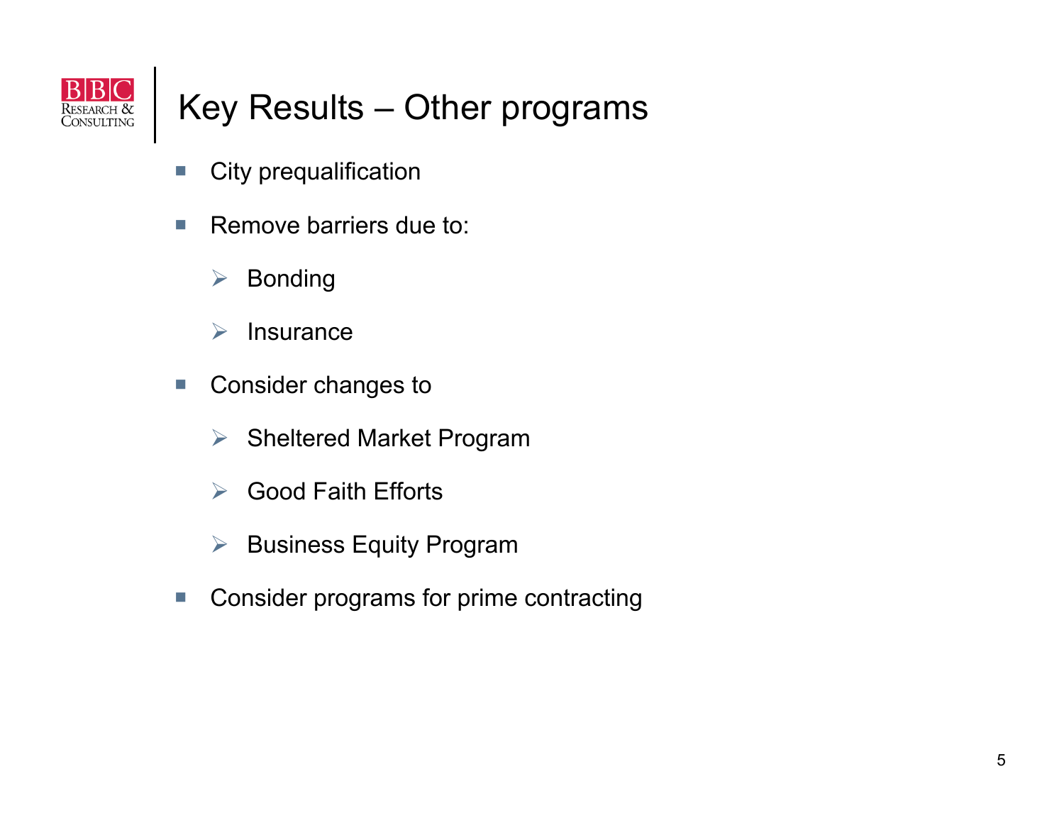# Key Results – Other programs

- City prequalification
- Remove barriers due to:
  - Bonding
  - Insurance
- Consider changes to
  - Sheltered Market Program
  - Good Faith Efforts
  - Business Equity Program
- Consider programs for prime contracting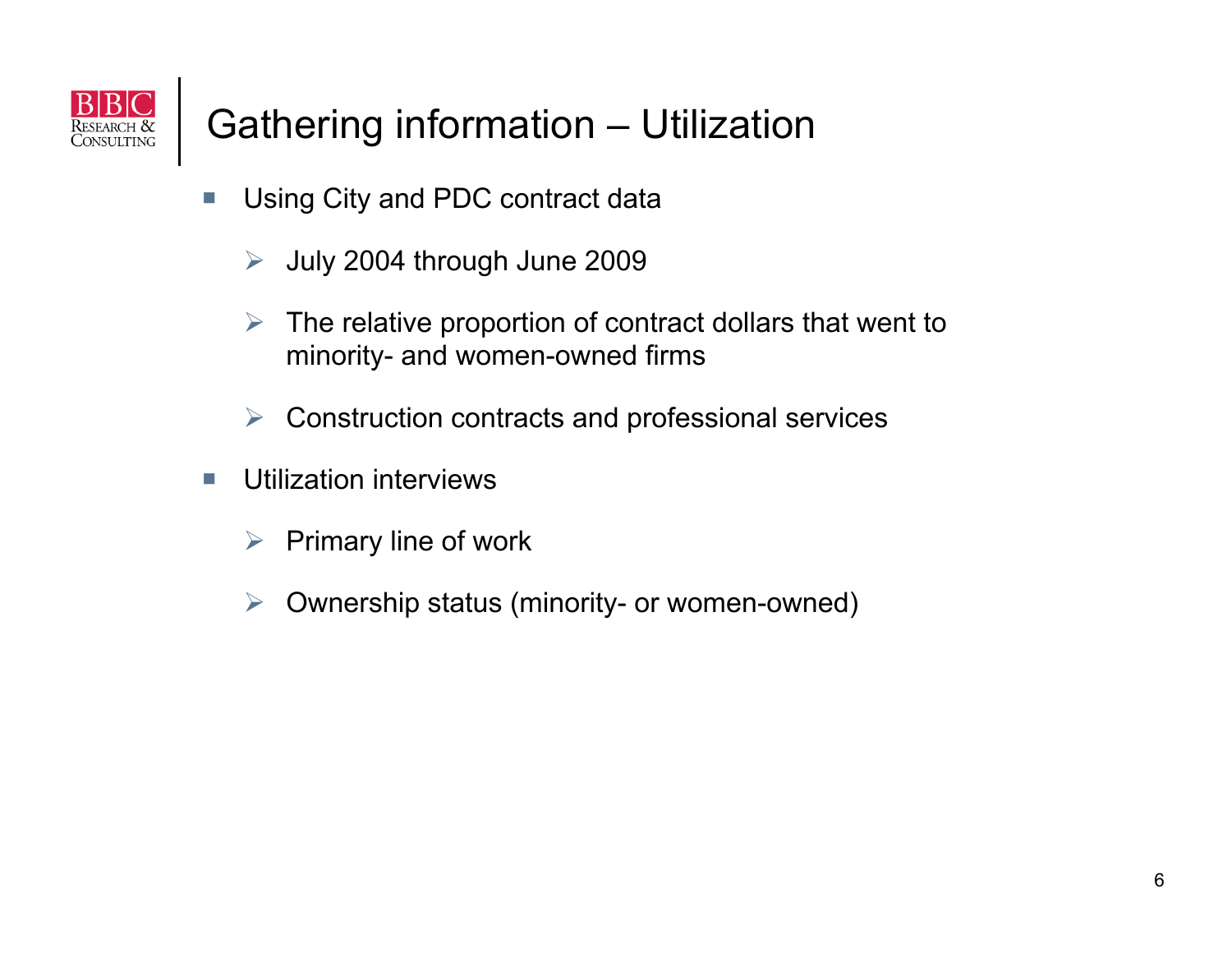# Gathering information – Utilization

- Using City and PDC contract data
  - July 2004 through June 2009
  - The relative proportion of contract dollars that went to minority- and women-owned firms
  - Construction contracts and professional services
- Utilization interviews
  - Primary line of work
  - Ownership status (minority- or women-owned)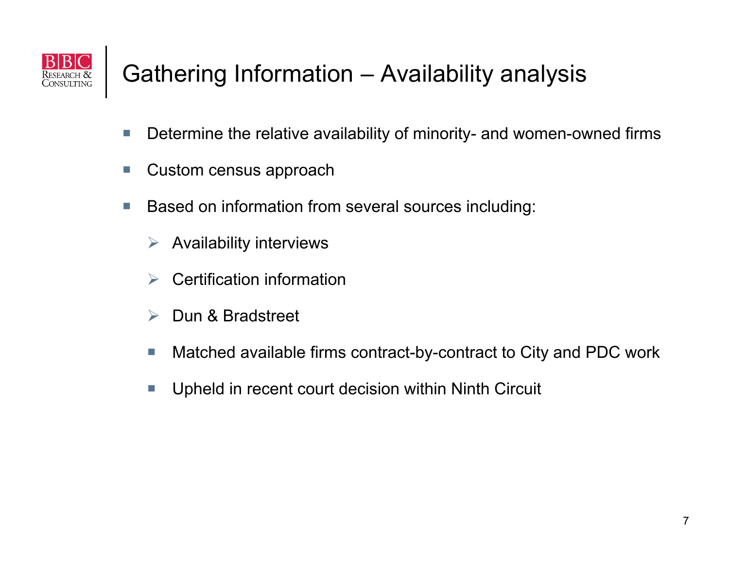# Gathering Information – Availability analysis

- Determine the relative availability of minority- and women-owned firms
- Custom census approach
- Based on information from several sources including:
  - Availability interviews
  - Certification information
  - Dun & Bradstreet
  - Matched available firms contract-by-contract to City and PDC work
  - Upheld in recent court decision within Ninth Circuit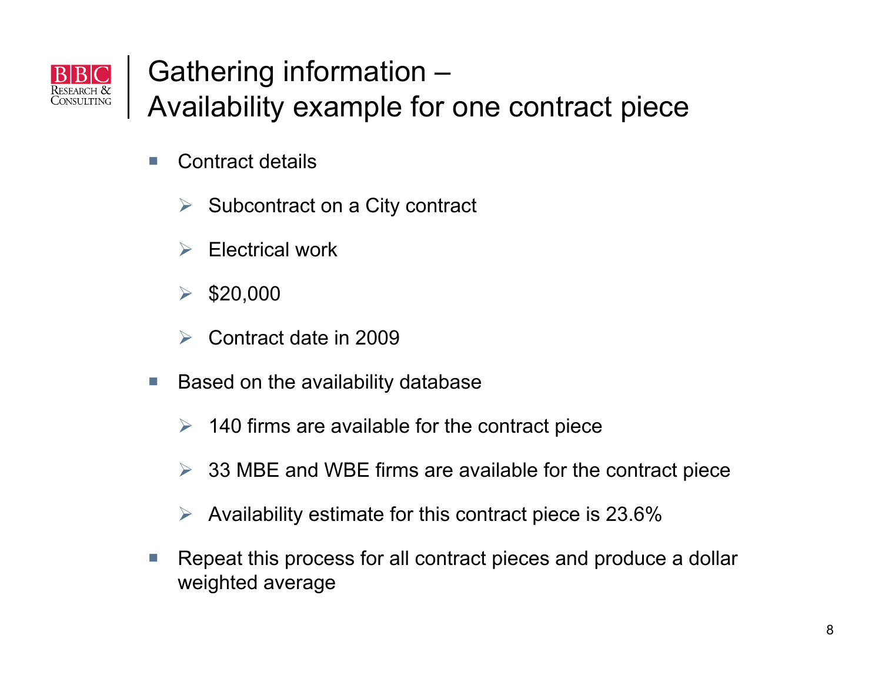# Gathering information – Availability example for one contract piece

- Contract details
  - Subcontract on a City contract
  - Electrical work
  - $20,000
  - Contract date in 2009
- Based on the availability database
  - 140 firms are available for the contract piece
  - 33 MBE and WBE firms are available for the contract piece
  - Availability estimate for this contract piece is 23.6%
- Repeat this process for all contract pieces and produce a dollar weighted average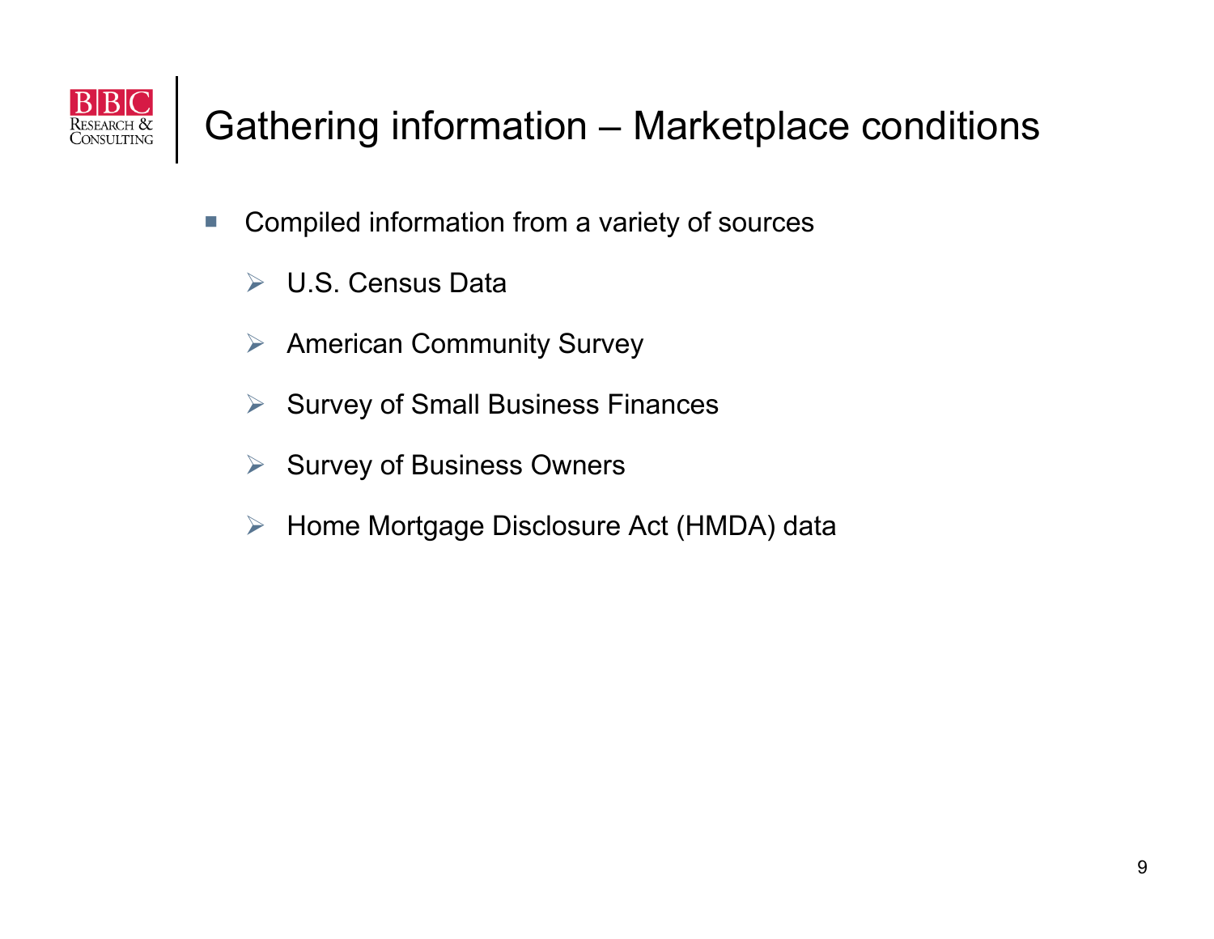# Gathering information – Marketplace conditions

- Compiled information from a variety of sources
  - U.S. Census Data
  - American Community Survey
  - Survey of Small Business Finances
  - Survey of Business Owners
  - Home Mortgage Disclosure Act (HMDA) data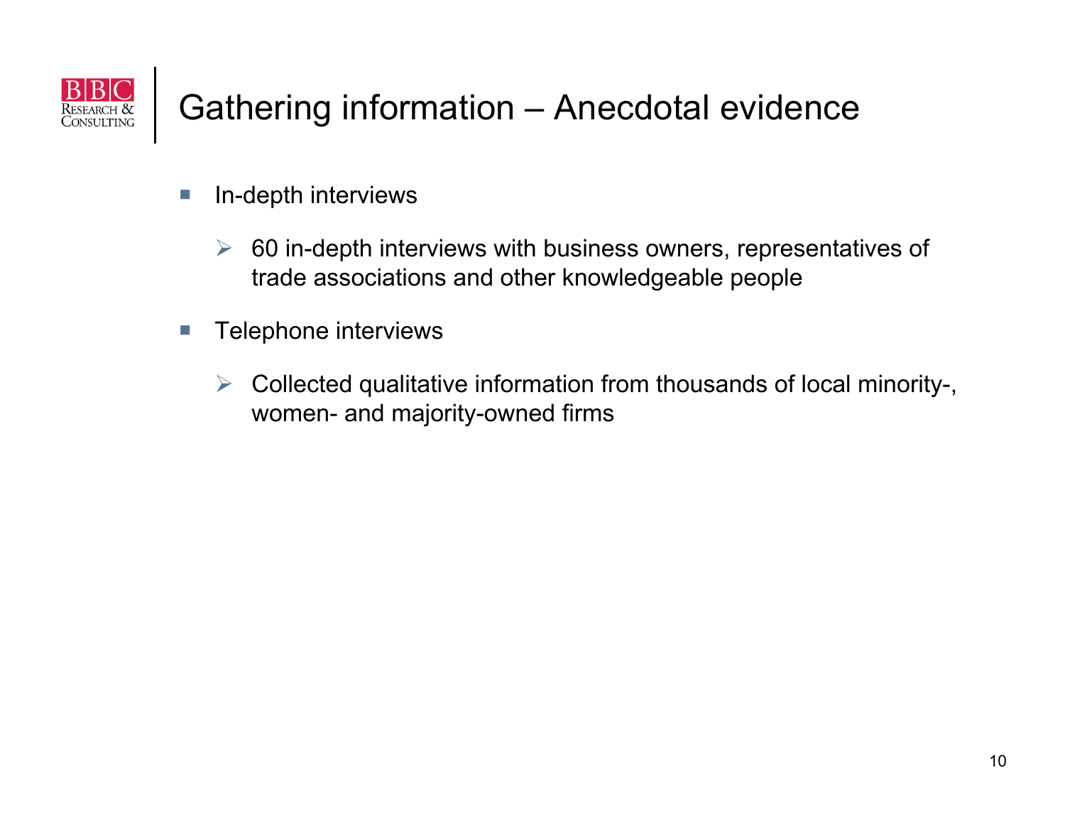# Gathering information – Anecdotal evidence

- In-depth interviews
  - 60 in-depth interviews with business owners, representatives of trade associations and other knowledgeable people
- Telephone interviews
  - Collected qualitative information from thousands of local minority-, women- and majority-owned firms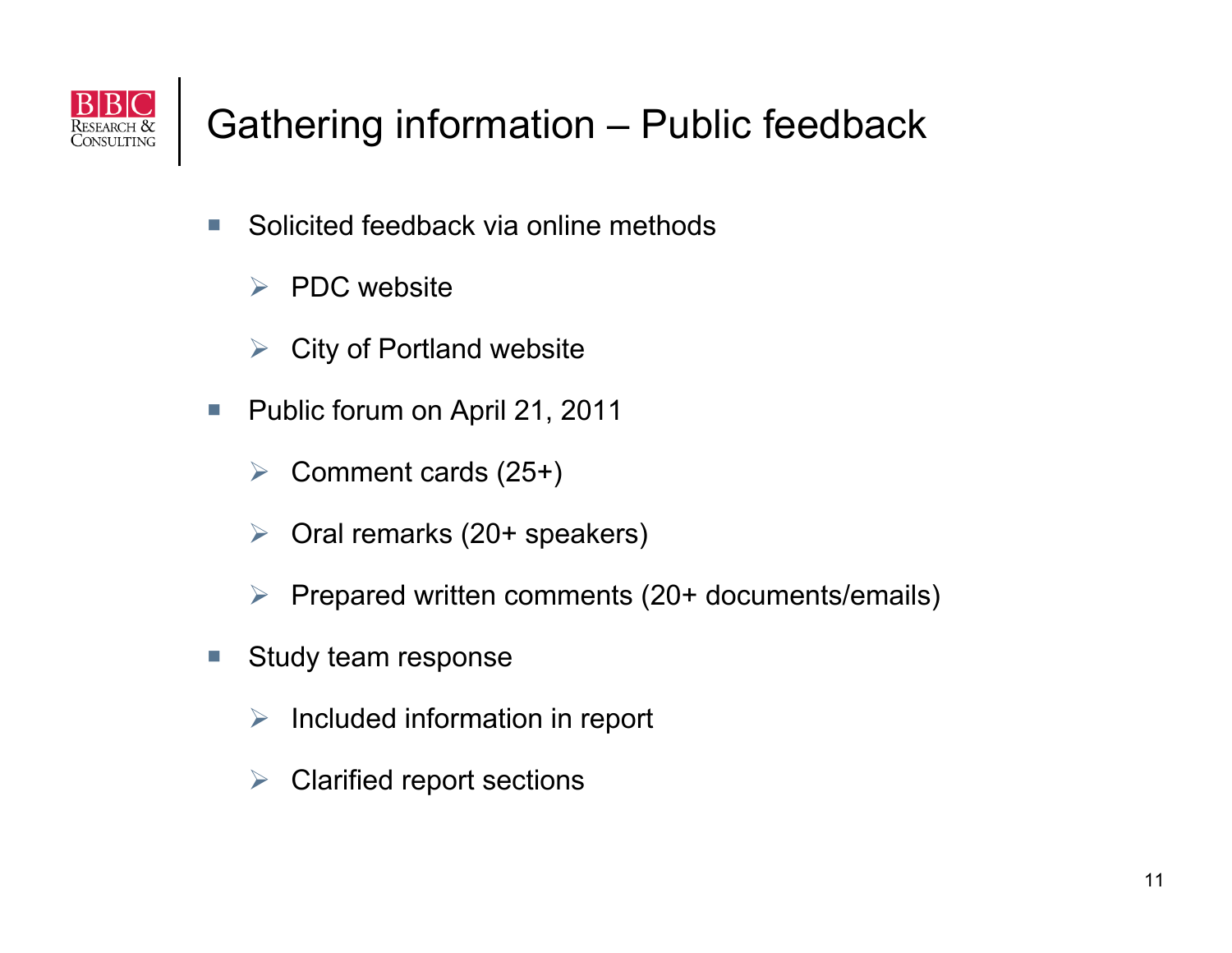# Gathering information – Public feedback

- Solicited feedback via online methods
  - PDC website
  - City of Portland website
- Public forum on April 21, 2011
  - Comment cards (25+)
  - Oral remarks (20+ speakers)
  - Prepared written comments (20+ documents/emails)
- Study team response
  - Included information in report
  - Clarified report sections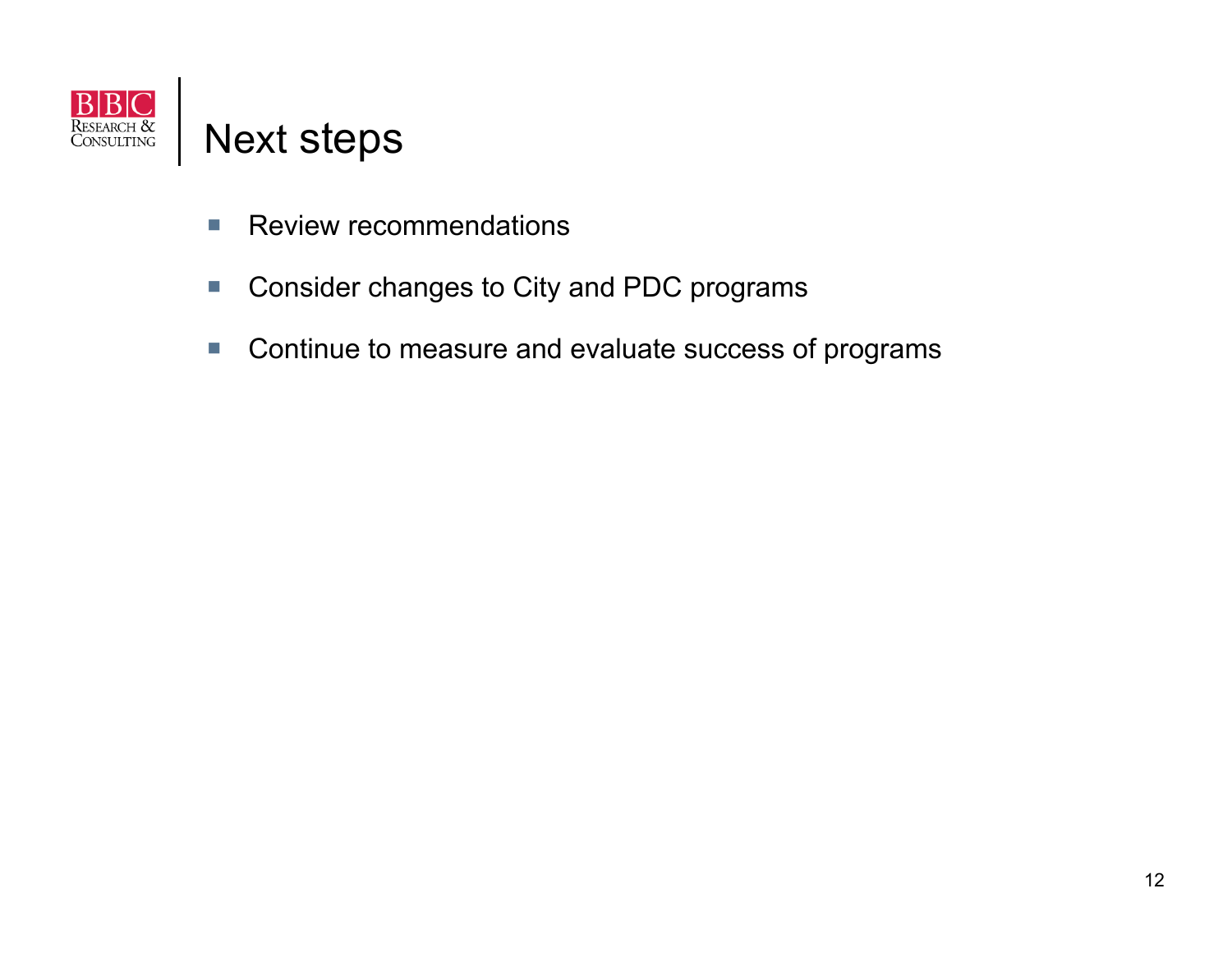# Next steps

- Review recommendations
- Consider changes to City and PDC programs
- Continue to measure and evaluate success of programs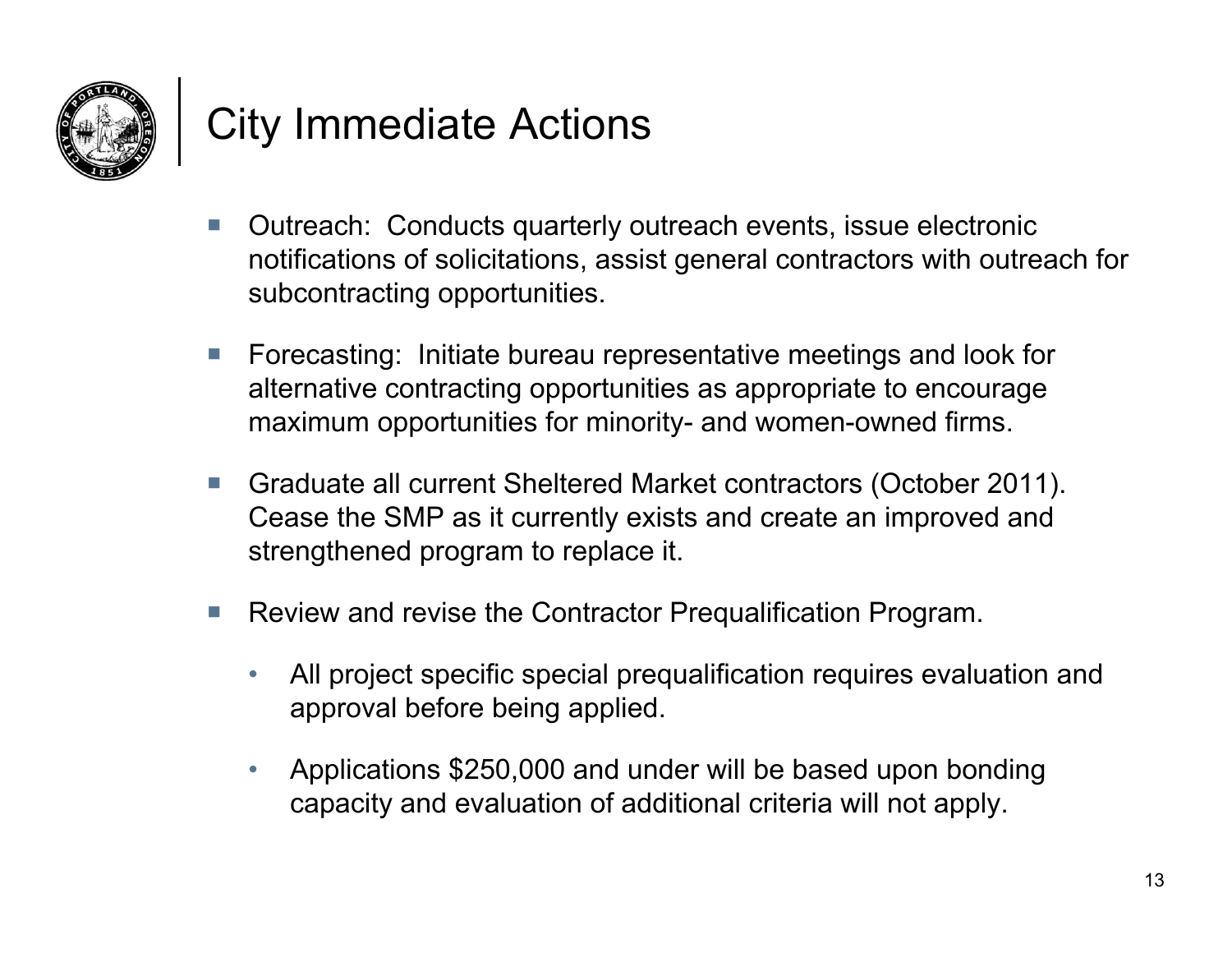# City Immediate Actions

- Outreach: Conducts quarterly outreach events, issue electronic notifications of solicitations, assist general contractors with outreach for subcontracting opportunities.
- Forecasting: Initiate bureau representative meetings and look for alternative contracting opportunities as appropriate to encourage maximum opportunities for minority- and women-owned firms.
- Graduate all current Sheltered Market contractors (October 2011). Cease the SMP as it currently exists and create an improved and strengthened program to replace it.
- Review and revise the Contractor Prequalification Program.
  - All project specific special prequalification requires evaluation and approval before being applied.
  - Applications $250,000 and under will be based upon bonding capacity and evaluation of additional criteria will not apply.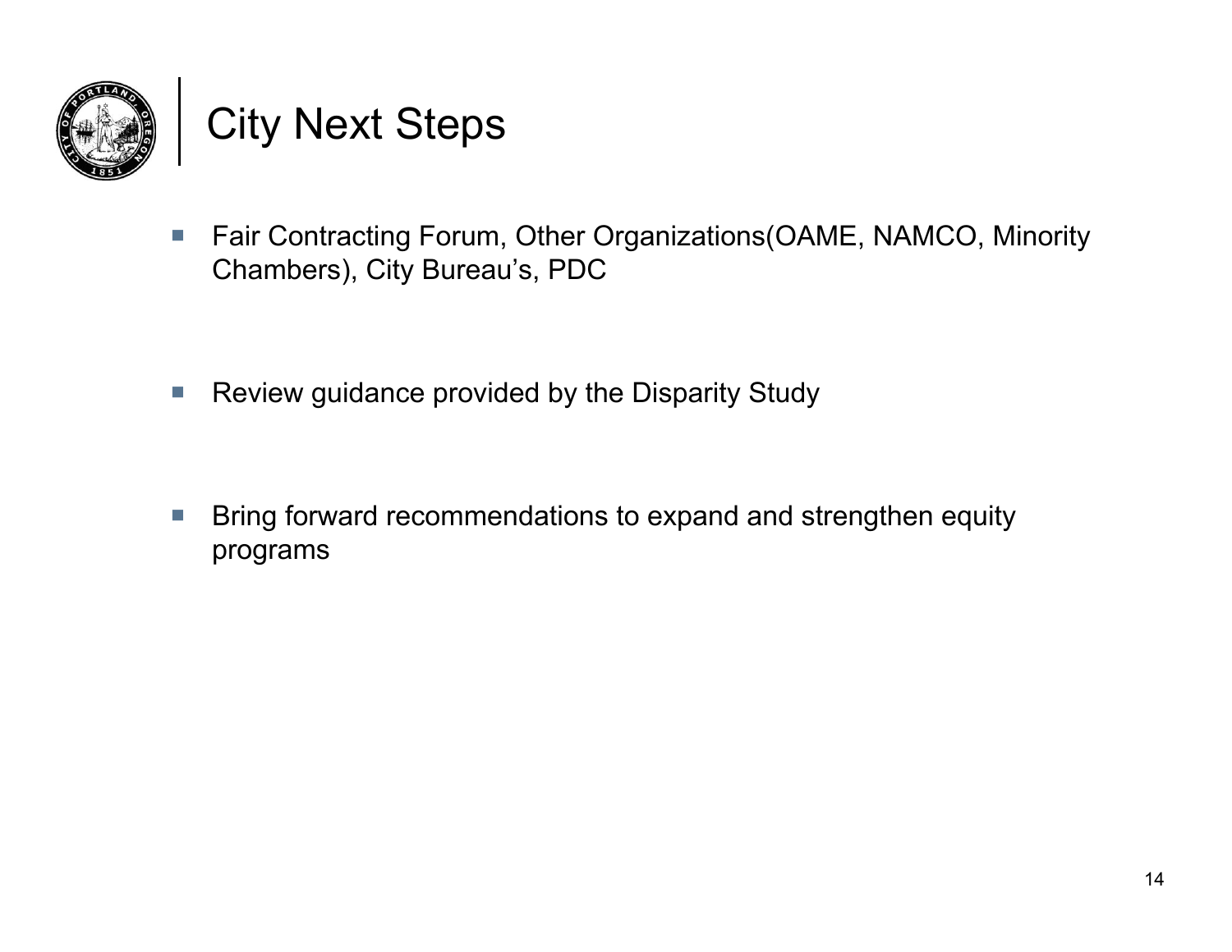# City Next Steps

- Fair Contracting Forum, Other Organizations(OAME, NAMCO, Minority Chambers), City Bureau's, PDC
- Review guidance provided by the Disparity Study
- Bring forward recommendations to expand and strengthen equity programs